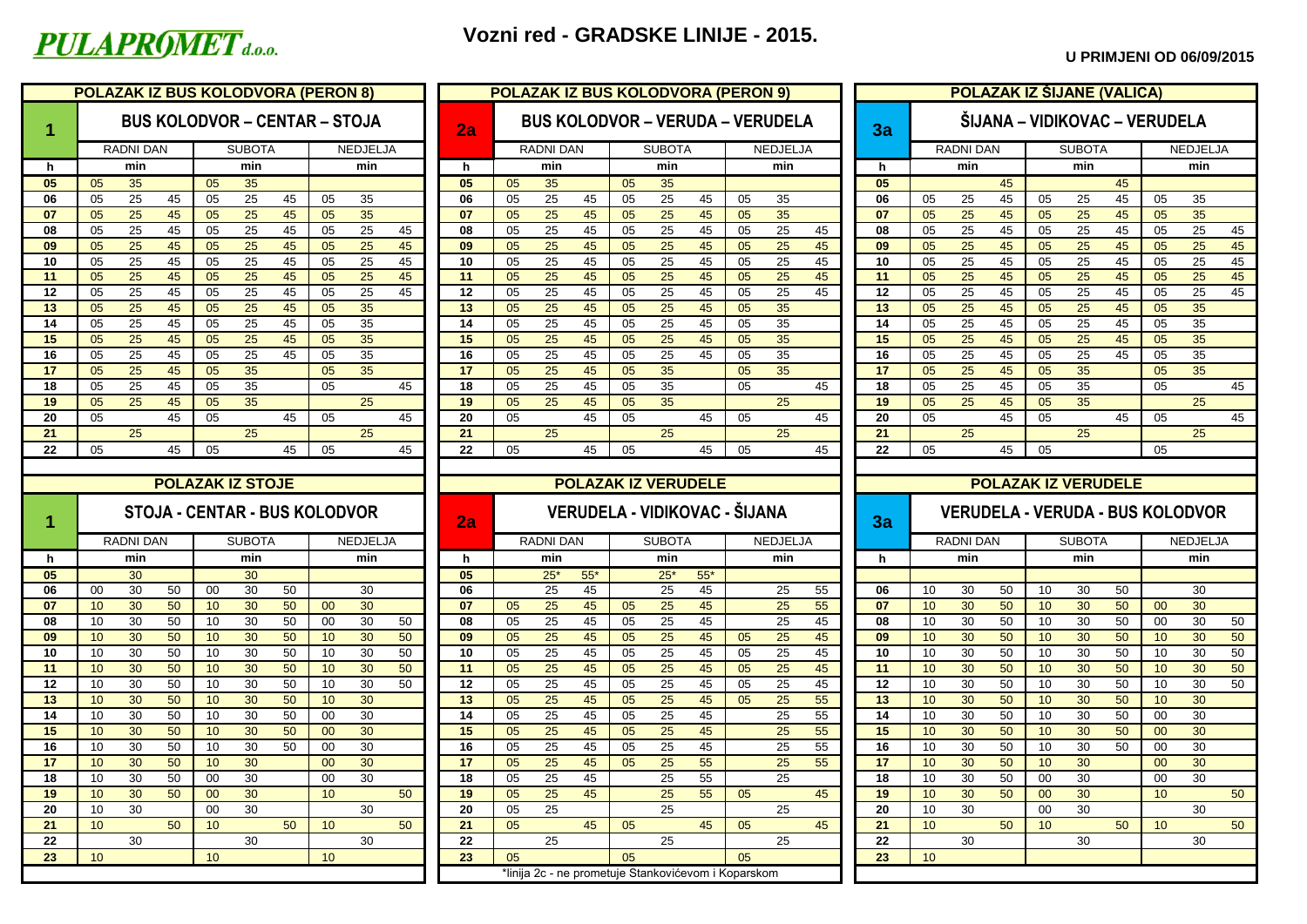**PULAPROMET d.o.o.**

# Vozni red - GRADSKE LINIJE - 2015.

**U PRIMJENI OD 06/09/2015**

## POLAZAK IZ BUS KOLODVORA (PERON 8)

### 1 — BUS KOLODVOR – CENTAR – STOJA

| h | RADNI DAN | | | SUBOTA | | | NEDJELJA | | |
|---|---|---|---|---|---|---|---|---|---|
| h | min | | | min | | | min | | |
| 05 | 05 | 35 | | 05 | 35 | | | | |
| 06 | 05 | 25 | 45 | 05 | 25 | 45 | 05 | 35 | |
| 07 | 05 | 25 | 45 | 05 | 25 | 45 | 05 | 35 | |
| 08 | 05 | 25 | 45 | 05 | 25 | 45 | 05 | 25 | 45 |
| 09 | 05 | 25 | 45 | 05 | 25 | 45 | 05 | 25 | 45 |
| 10 | 05 | 25 | 45 | 05 | 25 | 45 | 05 | 25 | 45 |
| 11 | 05 | 25 | 45 | 05 | 25 | 45 | 05 | 25 | 45 |
| 12 | 05 | 25 | 45 | 05 | 25 | 45 | 05 | 25 | 45 |
| 13 | 05 | 25 | 45 | 05 | 25 | 45 | 05 | 35 | |
| 14 | 05 | 25 | 45 | 05 | 25 | 45 | 05 | 35 | |
| 15 | 05 | 25 | 45 | 05 | 25 | 45 | 05 | 35 | |
| 16 | 05 | 25 | 45 | 05 | 25 | 45 | 05 | 35 | |
| 17 | 05 | 25 | 45 | 05 | 35 | | 05 | 35 | |
| 18 | 05 | 25 | 45 | 05 | 35 | | 05 | | 45 |
| 19 | 05 | 25 | 45 | 05 | 35 | | | 25 | |
| 20 | 05 | | 45 | 05 | | 45 | 05 | | 45 |
| 21 | | 25 | | | 25 | | | 25 | |
| 22 | 05 | | 45 | 05 | | 45 | 05 | | 45 |

## POLAZAK IZ STOJE

### 1 — STOJA - CENTAR - BUS KOLODVOR

| h | RADNI DAN | | | SUBOTA | | | NEDJELJA | | |
|---|---|---|---|---|---|---|---|---|---|
| h | min | | | min | | | min | | |
| 05 | | 30 | | | 30 | | | | |
| 06 | 00 | 30 | 50 | 00 | 30 | 50 | | 30 | |
| 07 | 10 | 30 | 50 | 10 | 30 | 50 | 00 | 30 | |
| 08 | 10 | 30 | 50 | 10 | 30 | 50 | 00 | 30 | 50 |
| 09 | 10 | 30 | 50 | 10 | 30 | 50 | 10 | 30 | 50 |
| 10 | 10 | 30 | 50 | 10 | 30 | 50 | 10 | 30 | 50 |
| 11 | 10 | 30 | 50 | 10 | 30 | 50 | 10 | 30 | 50 |
| 12 | 10 | 30 | 50 | 10 | 30 | 50 | 10 | 30 | 50 |
| 13 | 10 | 30 | 50 | 10 | 30 | 50 | 10 | 30 | |
| 14 | 10 | 30 | 50 | 10 | 30 | 50 | 00 | 30 | |
| 15 | 10 | 30 | 50 | 10 | 30 | 50 | 00 | 30 | |
| 16 | 10 | 30 | 50 | 10 | 30 | 50 | 00 | 30 | |
| 17 | 10 | 30 | 50 | 10 | 30 | | 00 | 30 | |
| 18 | 10 | 30 | 50 | 00 | 30 | | 00 | 30 | |
| 19 | 10 | 30 | 50 | 00 | 30 | | 10 | | 50 |
| 20 | 10 | 30 | | 00 | 30 | | | 30 | |
| 21 | 10 | | 50 | 10 | | 50 | 10 | | 50 |
| 22 | | 30 | | | 30 | | | 30 | |
| 23 | 10 | | | 10 | | | 10 | | |

## POLAZAK IZ BUS KOLODVORA (PERON 9)

### 2a — BUS KOLODVOR – VERUDA – VERUDELA

| h | RADNI DAN | | | SUBOTA | | | NEDJELJA | | |
|---|---|---|---|---|---|---|---|---|---|
| h | min | | | min | | | min | | |
| 05 | 05 | 35 | | 05 | 35 | | | | |
| 06 | 05 | 25 | 45 | 05 | 25 | 45 | 05 | 35 | |
| 07 | 05 | 25 | 45 | 05 | 25 | 45 | 05 | 35 | |
| 08 | 05 | 25 | 45 | 05 | 25 | 45 | 05 | 25 | 45 |
| 09 | 05 | 25 | 45 | 05 | 25 | 45 | 05 | 25 | 45 |
| 10 | 05 | 25 | 45 | 05 | 25 | 45 | 05 | 25 | 45 |
| 11 | 05 | 25 | 45 | 05 | 25 | 45 | 05 | 25 | 45 |
| 12 | 05 | 25 | 45 | 05 | 25 | 45 | 05 | 25 | 45 |
| 13 | 05 | 25 | 45 | 05 | 25 | 45 | 05 | 35 | |
| 14 | 05 | 25 | 45 | 05 | 25 | 45 | 05 | 35 | |
| 15 | 05 | 25 | 45 | 05 | 25 | 45 | 05 | 35 | |
| 16 | 05 | 25 | 45 | 05 | 25 | 45 | 05 | 35 | |
| 17 | 05 | 25 | 45 | 05 | 35 | | 05 | 35 | |
| 18 | 05 | 25 | 45 | 05 | 35 | | 05 | | 45 |
| 19 | 05 | 25 | 45 | 05 | 35 | | | 25 | |
| 20 | 05 | | 45 | 05 | | 45 | 05 | | 45 |
| 21 | | 25 | | | 25 | | | 25 | |
| 22 | 05 | | 45 | 05 | | 45 | 05 | | 45 |

## POLAZAK IZ VERUDELE

### 2a — VERUDELA - VIDIKOVAC - ŠIJANA

| h | RADNI DAN | | | SUBOTA | | | NEDJELJA | | |
|---|---|---|---|---|---|---|---|---|---|
| h | min | | | min | | | min | | |
| 05 | | 25* | 55* | | 25* | 55* | | | |
| 06 | | 25 | 45 | | 25 | 45 | | 25 | 55 |
| 07 | 05 | 25 | 45 | 05 | 25 | 45 | | 25 | 55 |
| 08 | 05 | 25 | 45 | 05 | 25 | 45 | | 25 | 45 |
| 09 | 05 | 25 | 45 | 05 | 25 | 45 | 05 | 25 | 45 |
| 10 | 05 | 25 | 45 | 05 | 25 | 45 | 05 | 25 | 45 |
| 11 | 05 | 25 | 45 | 05 | 25 | 45 | 05 | 25 | 45 |
| 12 | 05 | 25 | 45 | 05 | 25 | 45 | 05 | 25 | 45 |
| 13 | 05 | 25 | 45 | 05 | 25 | 45 | 05 | 25 | 55 |
| 14 | 05 | 25 | 45 | 05 | 25 | 45 | | 25 | 55 |
| 15 | 05 | 25 | 45 | 05 | 25 | 45 | | 25 | 55 |
| 16 | 05 | 25 | 45 | 05 | 25 | 45 | | 25 | 55 |
| 17 | 05 | 25 | 45 | 05 | 25 | 55 | | 25 | 55 |
| 18 | 05 | 25 | 45 | | 25 | 55 | | 25 | |
| 19 | 05 | 25 | 45 | | 25 | 55 | 05 | | 45 |
| 20 | 05 | 25 | | | 25 | | | 25 | |
| 21 | 05 | | 45 | 05 | | 45 | 05 | | 45 |
| 22 | | 25 | | | 25 | | | 25 | |
| 23 | 05 | | | 05 | | | 05 | | |

*linija 2c - ne prometuje Stankovićevom i Koparskom

## POLAZAK IZ ŠIJANE (VALICA)

### 3a — ŠIJANA – VIDIKOVAC – VERUDELA

| h | RADNI DAN | | | SUBOTA | | | NEDJELJA | | |
|---|---|---|---|---|---|---|---|---|---|
| h | min | | | min | | | min | | |
| 05 | | | 45 | | | 45 | | | |
| 06 | 05 | 25 | 45 | 05 | 25 | 45 | 05 | 35 | |
| 07 | 05 | 25 | 45 | 05 | 25 | 45 | 05 | 35 | |
| 08 | 05 | 25 | 45 | 05 | 25 | 45 | 05 | 25 | 45 |
| 09 | 05 | 25 | 45 | 05 | 25 | 45 | 05 | 25 | 45 |
| 10 | 05 | 25 | 45 | 05 | 25 | 45 | 05 | 25 | 45 |
| 11 | 05 | 25 | 45 | 05 | 25 | 45 | 05 | 25 | 45 |
| 12 | 05 | 25 | 45 | 05 | 25 | 45 | 05 | 25 | 45 |
| 13 | 05 | 25 | 45 | 05 | 25 | 45 | 05 | 35 | |
| 14 | 05 | 25 | 45 | 05 | 25 | 45 | 05 | 35 | |
| 15 | 05 | 25 | 45 | 05 | 25 | 45 | 05 | 35 | |
| 16 | 05 | 25 | 45 | 05 | 25 | 45 | 05 | 35 | |
| 17 | 05 | 25 | 45 | 05 | 35 | | 05 | 35 | |
| 18 | 05 | 25 | 45 | 05 | 35 | | 05 | | 45 |
| 19 | 05 | 25 | 45 | 05 | 35 | | | 25 | |
| 20 | 05 | | 45 | 05 | | 45 | 05 | | 45 |
| 21 | | 25 | | | 25 | | | 25 | |
| 22 | 05 | | 45 | 05 | | | 05 | | |

## POLAZAK IZ VERUDELE

### 3a — VERUDELA - VERUDA - BUS KOLODVOR

| h | RADNI DAN | | | SUBOTA | | | NEDJELJA | | |
|---|---|---|---|---|---|---|---|---|---|
| h | min | | | min | | | min | | |
| 06 | 10 | 30 | 50 | 10 | 30 | 50 | | 30 | |
| 07 | 10 | 30 | 50 | 10 | 30 | 50 | 00 | 30 | |
| 08 | 10 | 30 | 50 | 10 | 30 | 50 | 00 | 30 | 50 |
| 09 | 10 | 30 | 50 | 10 | 30 | 50 | 10 | 30 | 50 |
| 10 | 10 | 30 | 50 | 10 | 30 | 50 | 10 | 30 | 50 |
| 11 | 10 | 30 | 50 | 10 | 30 | 50 | 10 | 30 | 50 |
| 12 | 10 | 30 | 50 | 10 | 30 | 50 | 10 | 30 | 50 |
| 13 | 10 | 30 | 50 | 10 | 30 | 50 | 10 | 30 | |
| 14 | 10 | 30 | 50 | 10 | 30 | 50 | 00 | 30 | |
| 15 | 10 | 30 | 50 | 10 | 30 | 50 | 00 | 30 | |
| 16 | 10 | 30 | 50 | 10 | 30 | 50 | 00 | 30 | |
| 17 | 10 | 30 | 50 | 10 | 30 | | 00 | 30 | |
| 18 | 10 | 30 | 50 | 00 | 30 | | 00 | 30 | |
| 19 | 10 | 30 | 50 | 00 | 30 | | 10 | | 50 |
| 20 | 10 | 30 | | 00 | 30 | | | 30 | |
| 21 | 10 | | 50 | 10 | | 50 | 10 | | 50 |
| 22 | | 30 | | | 30 | | | 30 | |
| 23 | 10 | | | | | | | | |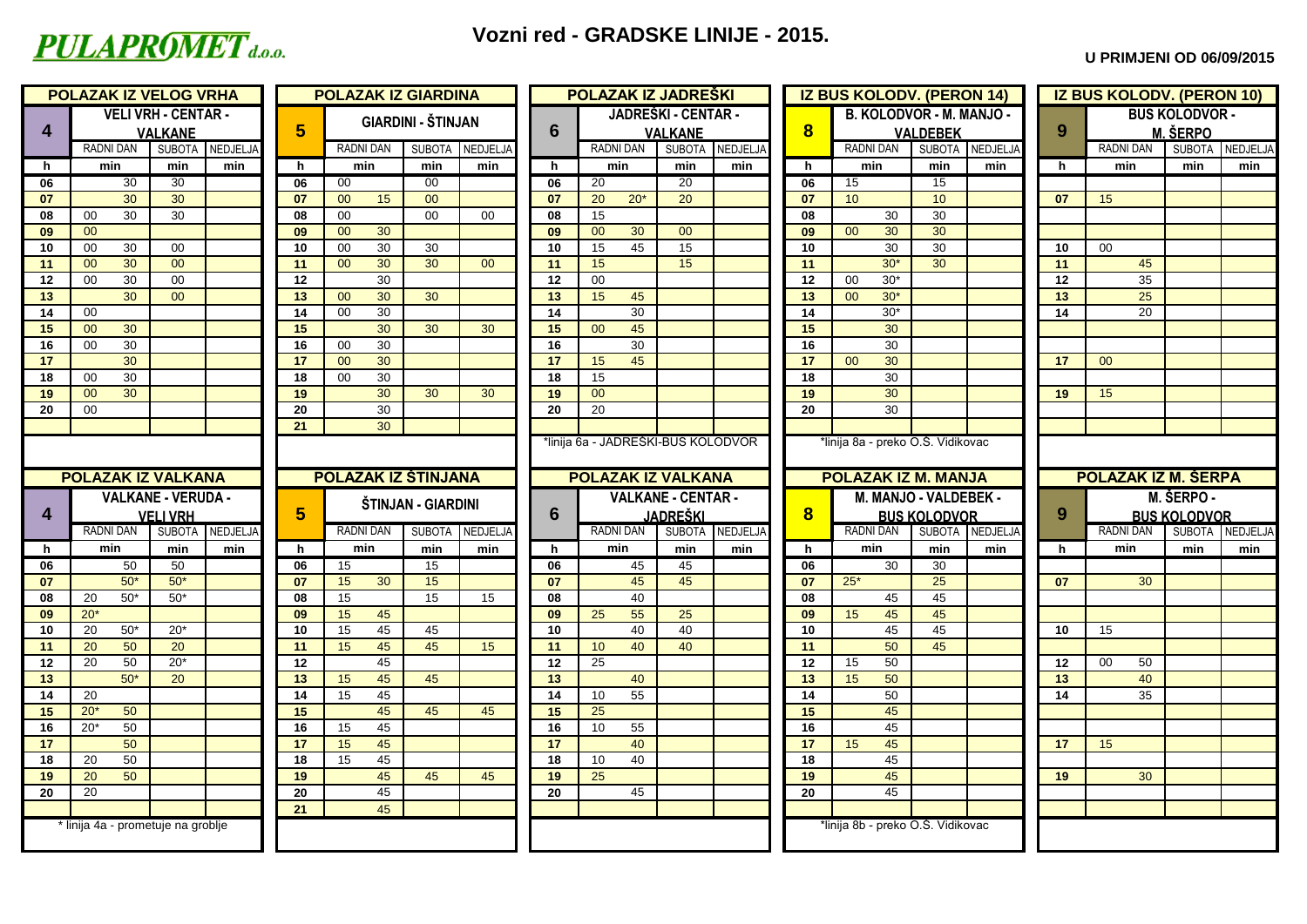PULAPROMET d.o.o.

# Vozni red - GRADSKE LINIJE - 2015.

**U PRIMJENI OD 06/09/2015**

## POLAZAK IZ VELOG VRHA

**4 — VELI VRH - CENTAR - VALKANE**

| h | RADNI DAN min | | SUBOTA min | NEDJELJA min |
|---|---|---|---|---|
| 06 | | 30 | 30 | |
| 07 | | 30 | 30 | |
| 08 | 00 | 30 | 30 | |
| 09 | 00 | | | |
| 10 | 00 | 30 | 00 | |
| 11 | 00 | 30 | 00 | |
| 12 | 00 | 30 | 00 | |
| 13 | | 30 | 00 | |
| 14 | 00 | | | |
| 15 | 00 | 30 | | |
| 16 | 00 | 30 | | |
| 17 | | 30 | | |
| 18 | 00 | 30 | | |
| 19 | 00 | 30 | | |
| 20 | 00 | | | |

## POLAZAK IZ GIARDINA

**5 — GIARDINI - ŠTINJAN**

| h | RADNI DAN min | | SUBOTA min | NEDJELJA min |
|---|---|---|---|---|
| 06 | 00 | | 00 | |
| 07 | 00 | 15 | 00 | |
| 08 | 00 | | 00 | 00 |
| 09 | 00 | 30 | | |
| 10 | 00 | 30 | 30 | |
| 11 | 00 | 30 | 30 | 00 |
| 12 | | 30 | | |
| 13 | 00 | 30 | 30 | |
| 14 | 00 | 30 | | |
| 15 | | 30 | 30 | 30 |
| 16 | 00 | 30 | | |
| 17 | 00 | 30 | | |
| 18 | 00 | 30 | | |
| 19 | | 30 | 30 | 30 |
| 20 | | 30 | | |
| 21 | | 30 | | |

## POLAZAK IZ JADREŠKI

**6 — JADREŠKI - CENTAR - VALKANE**

| h | RADNI DAN min | | SUBOTA min | NEDJELJA min |
|---|---|---|---|---|
| 06 | 20 | | 20 | |
| 07 | 20 | 20* | 20 | |
| 08 | 15 | | | |
| 09 | 00 | 30 | 00 | |
| 10 | 15 | 45 | 15 | |
| 11 | 15 | | 15 | |
| 12 | 00 | | | |
| 13 | 15 | 45 | | |
| 14 | | 30 | | |
| 15 | 00 | 45 | | |
| 16 | | 30 | | |
| 17 | 15 | 45 | | |
| 18 | 15 | | | |
| 19 | 00 | | | |
| 20 | 20 | | | |

*linija 6a - JADREŠKI-BUS KOLODVOR

## IZ BUS KOLODV. (PERON 14)

**8 — B. KOLODVOR - M. MANJO - VALDEBEK**

| h | RADNI DAN min | | SUBOTA min | NEDJELJA min |
|---|---|---|---|---|
| 06 | 15 | | 15 | |
| 07 | 10 | | 10 | |
| 08 | | 30 | 30 | |
| 09 | 00 | 30 | 30 | |
| 10 | | 30 | 30 | |
| 11 | | 30* | 30 | |
| 12 | 00 | 30* | | |
| 13 | 00 | 30* | | |
| 14 | | 30* | | |
| 15 | | 30 | | |
| 16 | | 30 | | |
| 17 | 00 | 30 | | |
| 18 | | 30 | | |
| 19 | | 30 | | |
| 20 | | 30 | | |

*linija 8a - preko O.Š. Vidikovac

## IZ BUS KOLODV. (PERON 10)

**9 — BUS KOLODVOR - M. ŠERPO**

| h | RADNI DAN min | | SUBOTA min | NEDJELJA min |
|---|---|---|---|---|
| 07 | 15 | | | |
| 10 | 00 | | | |
| 11 | | 45 | | |
| 12 | | 35 | | |
| 13 | | 25 | | |
| 14 | | 20 | | |
| 17 | 00 | | | |
| 19 | 15 | | | |

## POLAZAK IZ VALKANA

**4 — VALKANE - VERUDA - VELI VRH**

| h | RADNI DAN min | | SUBOTA min | NEDJELJA min |
|---|---|---|---|---|
| 06 | | 50 | 50 | |
| 07 | | 50* | 50* | |
| 08 | 20 | 50* | 50* | |
| 09 | 20* | | | |
| 10 | 20 | 50* | 20* | |
| 11 | 20 | 50 | 20 | |
| 12 | 20 | 50 | 20* | |
| 13 | | 50* | 20 | |
| 14 | 20 | | | |
| 15 | 20* | 50 | | |
| 16 | 20* | 50 | | |
| 17 | | 50 | | |
| 18 | 20 | 50 | | |
| 19 | 20 | 50 | | |
| 20 | 20 | | | |

\* linija 4a - prometuje na groblje

## POLAZAK IZ ŠTINJANA

**5 — ŠTINJAN - GIARDINI**

| h | RADNI DAN min | | SUBOTA min | NEDJELJA min |
|---|---|---|---|---|
| 06 | 15 | | 15 | |
| 07 | 15 | 30 | 15 | |
| 08 | 15 | | 15 | 15 |
| 09 | 15 | 45 | | |
| 10 | 15 | 45 | 45 | |
| 11 | 15 | 45 | 45 | 15 |
| 12 | | 45 | | |
| 13 | 15 | 45 | 45 | |
| 14 | 15 | 45 | | |
| 15 | | 45 | 45 | 45 |
| 16 | 15 | 45 | | |
| 17 | 15 | 45 | | |
| 18 | 15 | 45 | | |
| 19 | | 45 | 45 | 45 |
| 20 | | 45 | | |
| 21 | | 45 | | |

## POLAZAK IZ VALKANA

**6 — VALKANE - CENTAR - JADREŠKI**

| h | RADNI DAN min | | SUBOTA min | NEDJELJA min |
|---|---|---|---|---|
| 06 | | 45 | 45 | |
| 07 | | 45 | 45 | |
| 08 | | 40 | | |
| 09 | 25 | 55 | 25 | |
| 10 | | 40 | 40 | |
| 11 | 10 | 40 | 40 | |
| 12 | 25 | | | |
| 13 | | 40 | | |
| 14 | 10 | 55 | | |
| 15 | 25 | | | |
| 16 | 10 | 55 | | |
| 17 | | 40 | | |
| 18 | 10 | 40 | | |
| 19 | 25 | | | |
| 20 | | 45 | | |

## POLAZAK IZ M. MANJA

**8 — M. MANJO - VALDEBEK - BUS KOLODVOR**

| h | RADNI DAN min | | SUBOTA min | NEDJELJA min |
|---|---|---|---|---|
| 06 | | 30 | 30 | |
| 07 | 25* | | 25 | |
| 08 | | 45 | 45 | |
| 09 | 15 | 45 | 45 | |
| 10 | | 45 | 45 | |
| 11 | | 50 | 45 | |
| 12 | 15 | 50 | | |
| 13 | 15 | 50 | | |
| 14 | | 50 | | |
| 15 | | 45 | | |
| 16 | | 45 | | |
| 17 | 15 | 45 | | |
| 18 | | 45 | | |
| 19 | | 45 | | |
| 20 | | 45 | | |

*linija 8b - preko O.Š. Vidikovac

## POLAZAK IZ M. ŠERPA

**9 — M. ŠERPO - BUS KOLODVOR**

| h | RADNI DAN min | | SUBOTA min | NEDJELJA min |
|---|---|---|---|---|
| 07 | | 30 | | |
| 10 | 15 | | | |
| 12 | 00 | 50 | | |
| 13 | | 40 | | |
| 14 | | 35 | | |
| 17 | 15 | | | |
| 19 | | 30 | | |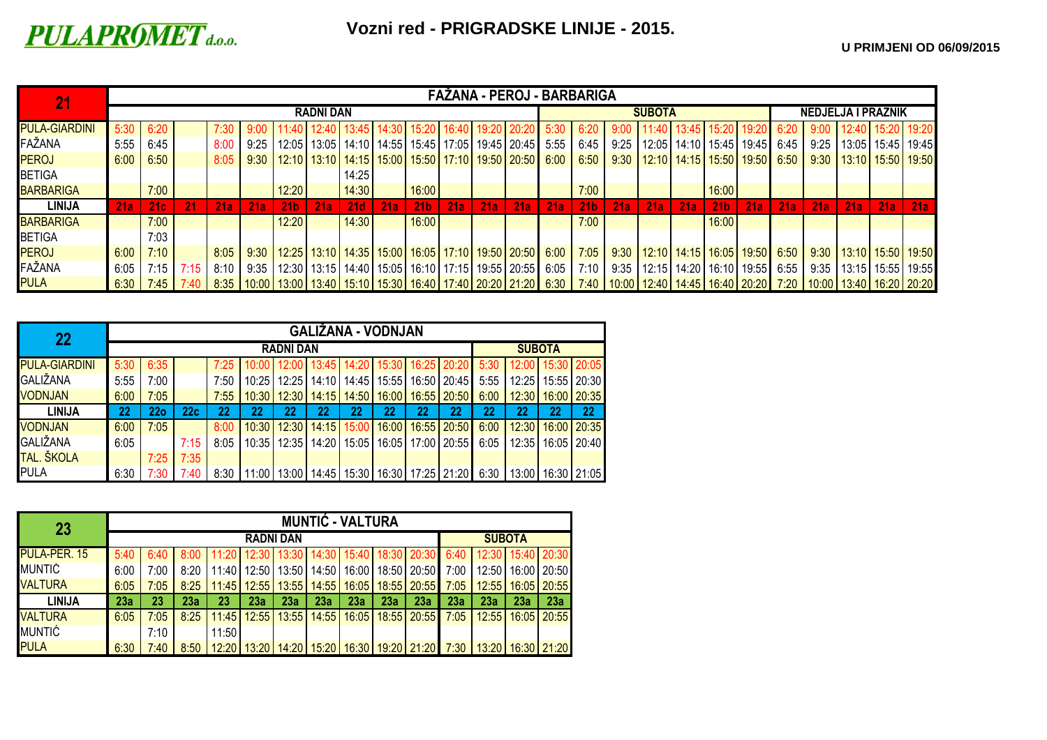**PULAPROMET d.o.o.**

# Vozni red - PRIGRADSKE LINIJE - 2015.

**U PRIMJENI OD 06/09/2015**

| 21 | FAŽANA - PEROJ - BARBARIGA | | | | | | | | | | | | | | | | | | | | | | | | |
|---|---|---|---|---|---|---|---|---|---|---|---|---|---|---|---|---|---|---|---|---|---|---|---|---|---|
| | RADNI DAN | | | | | | | | | | | | | SUBOTA | | | | | | | NEDJELJA I PRAZNIK | | | | |
| PULA-GIARDINI | 5:30 | 6:20 | | 7:30 | 9:00 | 11:40 | 12:40 | 13:45 | 14:30 | 15:20 | 16:40 | 19:20 | 20:20 | 5:30 | 6:20 | 9:00 | 11:40 | 13:45 | 15:20 | 19:20 | 6:20 | 9:00 | 12:40 | 15:20 | 19:20 |
| FAŽANA | 5:55 | 6:45 | | 8:00 | 9:25 | 12:05 | 13:05 | 14:10 | 14:55 | 15:45 | 17:05 | 19:45 | 20:45 | 5:55 | 6:45 | 9:25 | 12:05 | 14:10 | 15:45 | 19:45 | 6:45 | 9:25 | 13:05 | 15:45 | 19:45 |
| PEROJ | 6:00 | 6:50 | | 8:05 | 9:30 | 12:10 | 13:10 | 14:15 | 15:00 | 15:50 | 17:10 | 19:50 | 20:50 | 6:00 | 6:50 | 9:30 | 12:10 | 14:15 | 15:50 | 19:50 | 6:50 | 9:30 | 13:10 | 15:50 | 19:50 |
| BETIGA | | | | | | | | 14:25 | | | | | | | | | | | | | | | | | |
| BARBARIGA | | 7:00 | | | | 12:20 | | 14:30 | | 16:00 | | | | | 7:00 | | | | 16:00 | | | | | | |
| **LINIJA** | 21a | 21c | 21 | 21a | 21a | 21b | 21a | 21d | 21a | 21b | 21a | 21a | 21a | 21a | 21b | 21a | 21a | 21a | 21b | 21a | 21a | 21a | 21a | 21a | 21a |
| BARBARIGA | | 7:00 | | | | 12:20 | | 14:30 | | 16:00 | | | | | 7:00 | | | | 16:00 | | | | | | |
| BETIGA | | 7:03 | | | | | | | | | | | | | | | | | | | | | | | |
| PEROJ | 6:00 | 7:10 | | 8:05 | 9:30 | 12:25 | 13:10 | 14:35 | 15:00 | 16:05 | 17:10 | 19:50 | 20:50 | 6:00 | 7:05 | 9:30 | 12:10 | 14:15 | 16:05 | 19:50 | 6:50 | 9:30 | 13:10 | 15:50 | 19:50 |
| FAŽANA | 6:05 | 7:15 | 7:15 | 8:10 | 9:35 | 12:30 | 13:15 | 14:40 | 15:05 | 16:10 | 17:15 | 19:55 | 20:55 | 6:05 | 7:10 | 9:35 | 12:15 | 14:20 | 16:10 | 19:55 | 6:55 | 9:35 | 13:15 | 15:55 | 19:55 |
| PULA | 6:30 | 7:45 | 7:40 | 8:35 | 10:00 | 13:00 | 13:40 | 15:10 | 15:30 | 16:40 | 17:40 | 20:20 | 21:20 | 6:30 | 7:40 | 10:00 | 12:40 | 14:45 | 16:40 | 20:20 | 7:20 | 10:00 | 13:40 | 16:20 | 20:20 |

| 22 | GALIŽANA - VODNJAN | | | | | | | | | | | | | | |
|---|---|---|---|---|---|---|---|---|---|---|---|---|---|---|---|
| | RADNI DAN | | | | | | | | | | | SUBOTA | | | |
| PULA-GIARDINI | 5:30 | 6:35 | | 7:25 | 10:00 | 12:00 | 13:45 | 14:20 | 15:30 | 16:25 | 20:20 | 5:30 | 12:00 | 15:30 | 20:05 |
| GALIŽANA | 5:55 | 7:00 | | 7:50 | 10:25 | 12:25 | 14:10 | 14:45 | 15:55 | 16:50 | 20:45 | 5:55 | 12:25 | 15:55 | 20:30 |
| VODNJAN | 6:00 | 7:05 | | 7:55 | 10:30 | 12:30 | 14:15 | 14:50 | 16:00 | 16:55 | 20:50 | 6:00 | 12:30 | 16:00 | 20:35 |
| **LINIJA** | 22 | 22o | 22c | 22 | 22 | 22 | 22 | 22 | 22 | 22 | 22 | 22 | 22 | 22 | 22 |
| VODNJAN | 6:00 | 7:05 | | 8:00 | 10:30 | 12:30 | 14:15 | 15:00 | 16:00 | 16:55 | 20:50 | 6:00 | 12:30 | 16:00 | 20:35 |
| GALIŽANA | 6:05 | | 7:15 | 8:05 | 10:35 | 12:35 | 14:20 | 15:05 | 16:05 | 17:00 | 20:55 | 6:05 | 12:35 | 16:05 | 20:40 |
| TAL. ŠKOLA | | 7:25 | 7:35 | | | | | | | | | | | | |
| PULA | 6:30 | 7:30 | 7:40 | 8:30 | 11:00 | 13:00 | 14:45 | 15:30 | 16:30 | 17:25 | 21:20 | 6:30 | 13:00 | 16:30 | 21:05 |

| 23 | MUNTIĆ - VALTURA | | | | | | | | | | | | | |
|---|---|---|---|---|---|---|---|---|---|---|---|---|---|---|
| | RADNI DAN | | | | | | | | | | SUBOTA | | | |
| PULA-PER. 15 | 5:40 | 6:40 | 8:00 | 11:20 | 12:30 | 13:30 | 14:30 | 15:40 | 18:30 | 20:30 | 6:40 | 12:30 | 15:40 | 20:30 |
| MUNTIĆ | 6:00 | 7:00 | 8:20 | 11:40 | 12:50 | 13:50 | 14:50 | 16:00 | 18:50 | 20:50 | 7:00 | 12:50 | 16:00 | 20:50 |
| VALTURA | 6:05 | 7:05 | 8:25 | 11:45 | 12:55 | 13:55 | 14:55 | 16:05 | 18:55 | 20:55 | 7:05 | 12:55 | 16:05 | 20:55 |
| **LINIJA** | 23a | 23 | 23a | 23 | 23a | 23a | 23a | 23a | 23a | 23a | 23a | 23a | 23a | 23a |
| VALTURA | 6:05 | 7:05 | 8:25 | 11:45 | 12:55 | 13:55 | 14:55 | 16:05 | 18:55 | 20:55 | 7:05 | 12:55 | 16:05 | 20:55 |
| MUNTIĆ | | 7:10 | | 11:50 | | | | | | | | | | |
| PULA | 6:30 | 7:40 | 8:50 | 12:20 | 13:20 | 14:20 | 15:20 | 16:30 | 19:20 | 21:20 | 7:30 | 13:20 | 16:30 | 21:20 |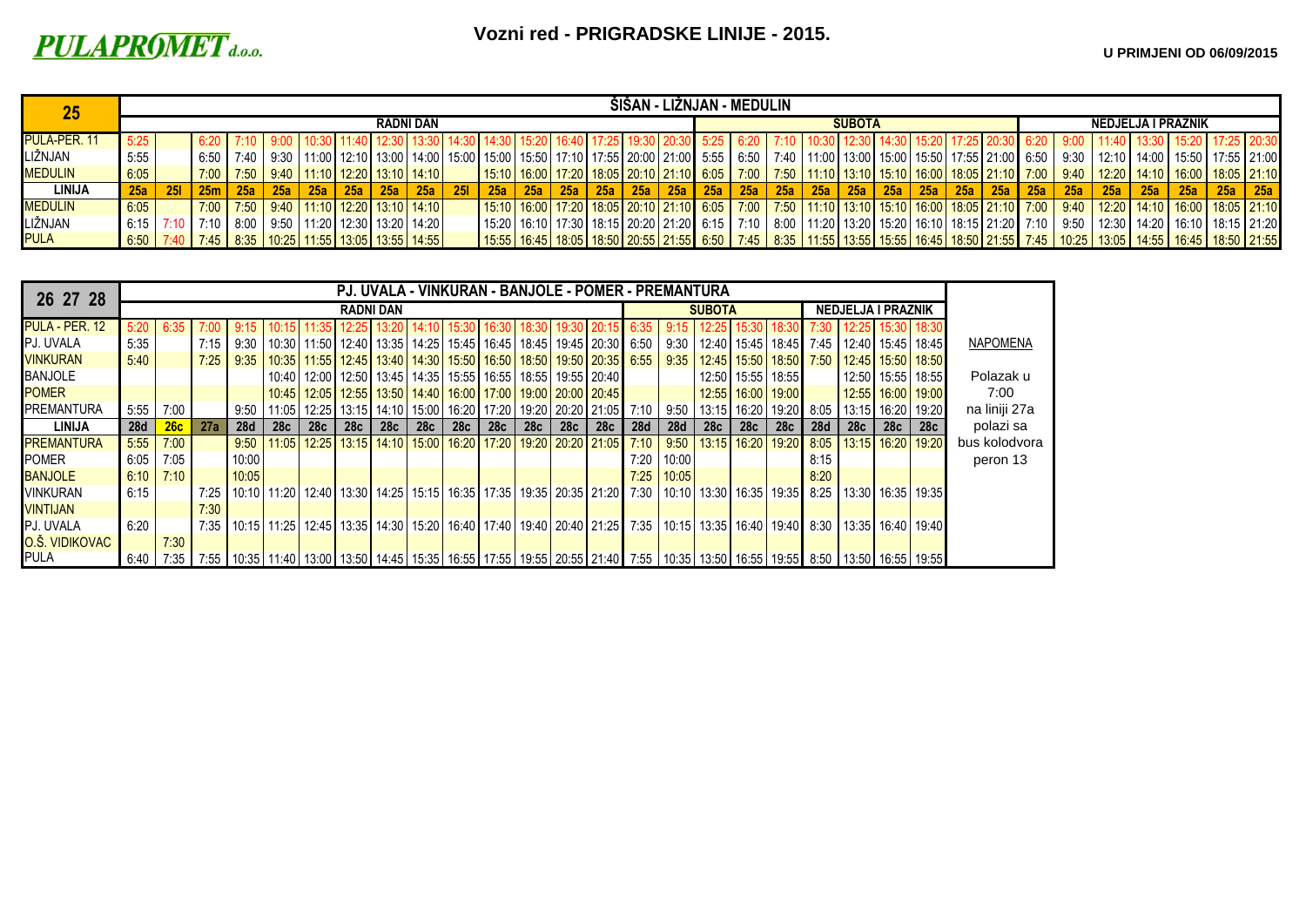# Vozni red - PRIGRADSKE LINIJE - 2015.

**PULAPROMET d.o.o.**

U PRIMJENI OD 06/09/2015

| 25 | ŠIŠAN - LIŽNJAN - MEDULIN | | | | | | | | | | | | | | | | | | | | | | | | | | | | | | | |
|---|---|---|---|---|---|---|---|---|---|---|---|---|---|---|---|---|---|---|---|---|---|---|---|---|---|---|---|---|---|---|---|---|
| | RADNI DAN | | | | | | | | | | | | | | | | SUBOTA | | | | | | | | | NEDJELJA I PRAZNIK | | | | | | |
| PULA-PER. 11 | 5:25 | | 6:20 | 7:10 | 9:00 | 10:30 | 11:40 | 12:30 | 13:30 | 14:30 | 14:30 | 15:20 | 16:40 | 17:25 | 19:30 | 20:30 | 5:25 | 6:20 | 7:10 | 10:30 | 12:30 | 14:30 | 15:20 | 17:25 | 20:30 | 6:20 | 9:00 | 11:40 | 13:30 | 15:20 | 17:25 | 20:30 |
| LIŽNJAN | 5:55 | | 6:50 | 7:40 | 9:30 | 11:00 | 12:10 | 13:00 | 14:00 | 15:00 | 15:00 | 15:50 | 17:10 | 17:55 | 20:00 | 21:00 | 5:55 | 6:50 | 7:40 | 11:00 | 13:00 | 15:00 | 15:50 | 17:55 | 21:00 | 6:50 | 9:30 | 12:10 | 14:00 | 15:50 | 17:55 | 21:00 |
| MEDULIN | 6:05 | | 7:00 | 7:50 | 9:40 | 11:10 | 12:20 | 13:10 | 14:10 | | 15:10 | 16:00 | 17:20 | 18:05 | 20:10 | 21:10 | 6:05 | 7:00 | 7:50 | 11:10 | 13:10 | 15:10 | 16:00 | 18:05 | 21:10 | 7:00 | 9:40 | 12:20 | 14:10 | 16:00 | 18:05 | 21:10 |
| LINIJA | 25a | 25l | 25m | 25a | 25a | 25a | 25a | 25a | 25a | 25l | 25a | 25a | 25a | 25a | 25a | 25a | 25a | 25a | 25a | 25a | 25a | 25a | 25a | 25a | 25a | 25a | 25a | 25a | 25a | 25a | 25a | 25a |
| MEDULIN | 6:05 | | 7:00 | 7:50 | 9:40 | 11:10 | 12:20 | 13:10 | 14:10 | | 15:10 | 16:00 | 17:20 | 18:05 | 20:10 | 21:10 | 6:05 | 7:00 | 7:50 | 11:10 | 13:10 | 15:10 | 16:00 | 18:05 | 21:10 | 7:00 | 9:40 | 12:20 | 14:10 | 16:00 | 18:05 | 21:10 |
| LIŽNJAN | 6:15 | 7:10 | 7:10 | 8:00 | 9:50 | 11:20 | 12:30 | 13:20 | 14:20 | | 15:20 | 16:10 | 17:30 | 18:15 | 20:20 | 21:20 | 6:15 | 7:10 | 8:00 | 11:20 | 13:20 | 15:20 | 16:10 | 18:15 | 21:20 | 7:10 | 9:50 | 12:30 | 14:20 | 16:10 | 18:15 | 21:20 |
| PULA | 6:50 | 7:40 | 7:45 | 8:35 | 10:25 | 11:55 | 13:05 | 13:55 | 14:55 | | 15:55 | 16:45 | 18:05 | 18:50 | 20:55 | 21:55 | 6:50 | 7:45 | 8:35 | 11:55 | 13:55 | 15:55 | 16:45 | 18:50 | 21:55 | 7:45 | 10:25 | 13:05 | 14:55 | 16:45 | 18:50 | 21:55 |

| 26 27 28 | PJ. UVALA - VINKURAN - BANJOLE - POMER - PREMANTURA | | | | | | | | | | | | | | | | | | | | | | |
|---|---|---|---|---|---|---|---|---|---|---|---|---|---|---|---|---|---|---|---|---|---|---|---|
| | RADNI DAN | | | | | | | | | | | | | | SUBOTA | | | | | NEDJELJA I PRAZNIK | | | |
| PULA - PER. 12 | 5:20 | 6:35 | 7:00 | 9:15 | 10:15 | 11:35 | 12:25 | 13:20 | 14:10 | 15:30 | 16:30 | 18:30 | 19:30 | 20:15 | 6:35 | 9:15 | 12:25 | 15:30 | 18:30 | 7:30 | 12:25 | 15:30 | 18:30 |
| PJ. UVALA | 5:35 | | 7:15 | 9:30 | 10:30 | 11:50 | 12:40 | 13:35 | 14:25 | 15:45 | 16:45 | 18:45 | 19:45 | 20:30 | 6:50 | 9:30 | 12:40 | 15:45 | 18:45 | 7:45 | 12:40 | 15:45 | 18:45 |
| VINKURAN | 5:40 | | 7:25 | 9:35 | 10:35 | 11:55 | 12:45 | 13:40 | 14:30 | 15:50 | 16:50 | 18:50 | 19:50 | 20:35 | 6:55 | 9:35 | 12:45 | 15:50 | 18:50 | 7:50 | 12:45 | 15:50 | 18:50 |
| BANJOLE | | | | | 10:40 | 12:00 | 12:50 | 13:45 | 14:35 | 15:55 | 16:55 | 18:55 | 19:55 | 20:40 | | | 12:50 | 15:55 | 18:55 | | 12:50 | 15:55 | 18:55 |
| POMER | | | | | 10:45 | 12:05 | 12:55 | 13:50 | 14:40 | 16:00 | 17:00 | 19:00 | 20:00 | 20:45 | | | 12:55 | 16:00 | 19:00 | | 12:55 | 16:00 | 19:00 |
| PREMANTURA | 5:55 | 7:00 | | 9:50 | 11:05 | 12:25 | 13:15 | 14:10 | 15:00 | 16:20 | 17:20 | 19:20 | 20:20 | 21:05 | 7:10 | 9:50 | 13:15 | 16:20 | 19:20 | 8:05 | 13:15 | 16:20 | 19:20 |
| LINIJA | 28d | 26c | 27a | 28d | 28c | 28c | 28c | 28c | 28c | 28c | 28c | 28c | 28c | 28c | 28d | 28d | 28c | 28c | 28c | 28d | 28c | 28c | 28c |
| PREMANTURA | 5:55 | 7:00 | | 9:50 | 11:05 | 12:25 | 13:15 | 14:10 | 15:00 | 16:20 | 17:20 | 19:20 | 20:20 | 21:05 | 7:10 | 9:50 | 13:15 | 16:20 | 19:20 | 8:05 | 13:15 | 16:20 | 19:20 |
| POMER | 6:05 | 7:05 | | 10:00 | | | | | | | | | | | 7:20 | 10:00 | | | | 8:15 | | | |
| BANJOLE | 6:10 | 7:10 | | 10:05 | | | | | | | | | | | 7:25 | 10:05 | | | | 8:20 | | | |
| VINKURAN | 6:15 | | 7:25 | 10:10 | 11:20 | 12:40 | 13:30 | 14:25 | 15:15 | 16:35 | 17:35 | 19:35 | 20:35 | 21:20 | 7:30 | 10:10 | 13:30 | 16:35 | 19:35 | 8:25 | 13:30 | 16:35 | 19:35 |
| VINTIJAN | | | 7:30 | | | | | | | | | | | | | | | | | | | | |
| PJ. UVALA | 6:20 | | 7:35 | 10:15 | 11:25 | 12:45 | 13:35 | 14:30 | 15:20 | 16:40 | 17:40 | 19:40 | 20:40 | 21:25 | 7:35 | 10:15 | 13:35 | 16:40 | 19:40 | 8:30 | 13:35 | 16:40 | 19:40 |
| O.Š. VIDIKOVAC | | 7:30 | | | | | | | | | | | | | | | | | | | | | |
| PULA | 6:40 | 7:35 | 7:55 | 10:35 | 11:40 | 13:00 | 13:50 | 14:45 | 15:35 | 16:55 | 17:55 | 19:55 | 20:55 | 21:40 | 7:55 | 10:35 | 13:50 | 16:55 | 19:55 | 8:50 | 13:50 | 16:55 | 19:55 |

NAPOMENA

Polazak u 7:00 na liniji 27a polazi sa bus kolodvora peron 13